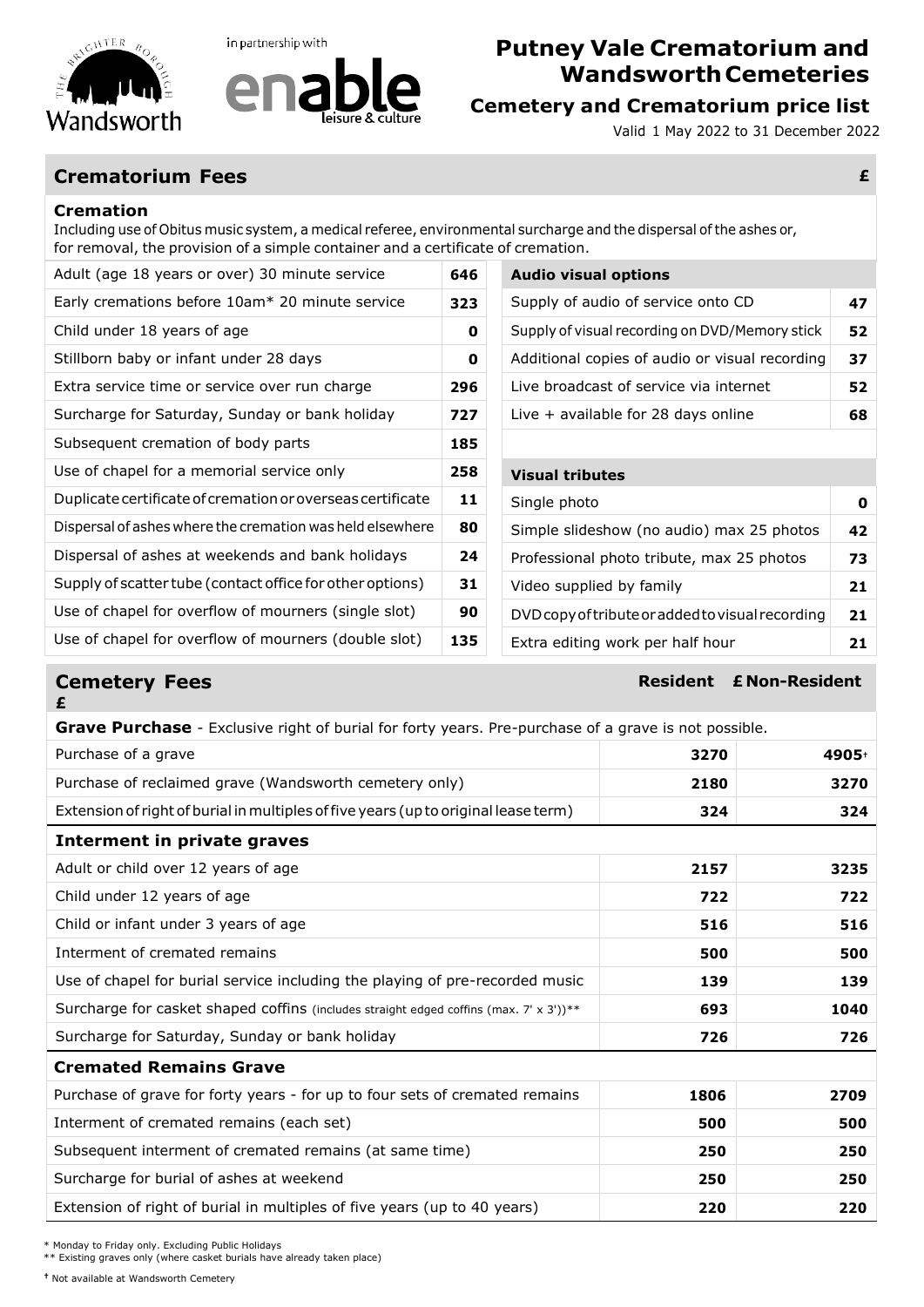in partnership with

# Putney Vale Crematorium and Wandsworth Cemeteries

## Cemetery and Crematorium price list

Valid 1 May 2022 to 31 December 2022

## Crematorium Fees £

### Cremation

Including use of Obitus music system, a medical referee, environmental surcharge and the dispersal of the ashes or, for removal, the provision of a simple container and a certificate of cremation.

| Item | £ |
|---|---|
| Adult (age 18 years or over) 30 minute service | **646** |
| Early cremations before 10am* 20 minute service | **323** |
| Child under 18 years of age | **0** |
| Stillborn baby or infant under 28 days | **0** |
| Extra service time or service over run charge | **296** |
| Surcharge for Saturday, Sunday or bank holiday | **727** |
| Subsequent cremation of body parts | **185** |
| Use of chapel for a memorial service only | **258** |
| Duplicate certificate of cremation or overseas certificate | **11** |
| Dispersal of ashes where the cremation was held elsewhere | **80** |
| Dispersal of ashes at weekends and bank holidays | **24** |
| Supply of scatter tube (contact office for other options) | **31** |
| Use of chapel for overflow of mourners (single slot) | **90** |
| Use of chapel for overflow of mourners (double slot) | **135** |

| Audio visual options | £ |
|---|---|
| Supply of audio of service onto CD | **47** |
| Supply of visual recording on DVD/Memory stick | **52** |
| Additional copies of audio or visual recording | **37** |
| Live broadcast of service via internet | **52** |
| Live + available for 28 days online | **68** |

| Visual tributes | £ |
|---|---|
| Single photo | **0** |
| Simple slideshow (no audio) max 25 photos | **42** |
| Professional photo tribute, max 25 photos | **73** |
| Video supplied by family | **21** |
| DVD copy of tribute or added to visual recording | **21** |
| Extra editing work per half hour | **21** |

## Cemetery Fees

| £ | Resident £ | Non-Resident |
|---|---|---|
| **Grave Purchase** - Exclusive right of burial for forty years. Pre-purchase of a grave is not possible. | | |
| Purchase of a grave | **3270** | **4905†** |
| Purchase of reclaimed grave (Wandsworth cemetery only) | **2180** | **3270** |
| Extension of right of burial in multiples of five years (up to original lease term) | **324** | **324** |
| **Interment in private graves** | | |
| Adult or child over 12 years of age | **2157** | **3235** |
| Child under 12 years of age | **722** | **722** |
| Child or infant under 3 years of age | **516** | **516** |
| Interment of cremated remains | **500** | **500** |
| Use of chapel for burial service including the playing of pre-recorded music | **139** | **139** |
| Surcharge for casket shaped coffins (includes straight edged coffins (max. 7' x 3'))** | **693** | **1040** |
| Surcharge for Saturday, Sunday or bank holiday | **726** | **726** |
| **Cremated Remains Grave** | | |
| Purchase of grave for forty years - for up to four sets of cremated remains | **1806** | **2709** |
| Interment of cremated remains (each set) | **500** | **500** |
| Subsequent interment of cremated remains (at same time) | **250** | **250** |
| Surcharge for burial of ashes at weekend | **250** | **250** |
| Extension of right of burial in multiples of five years (up to 40 years) | **220** | **220** |

\* Monday to Friday only. Excluding Public Holidays

** Existing graves only (where casket burials have already taken place)

† Not available at Wandsworth Cemetery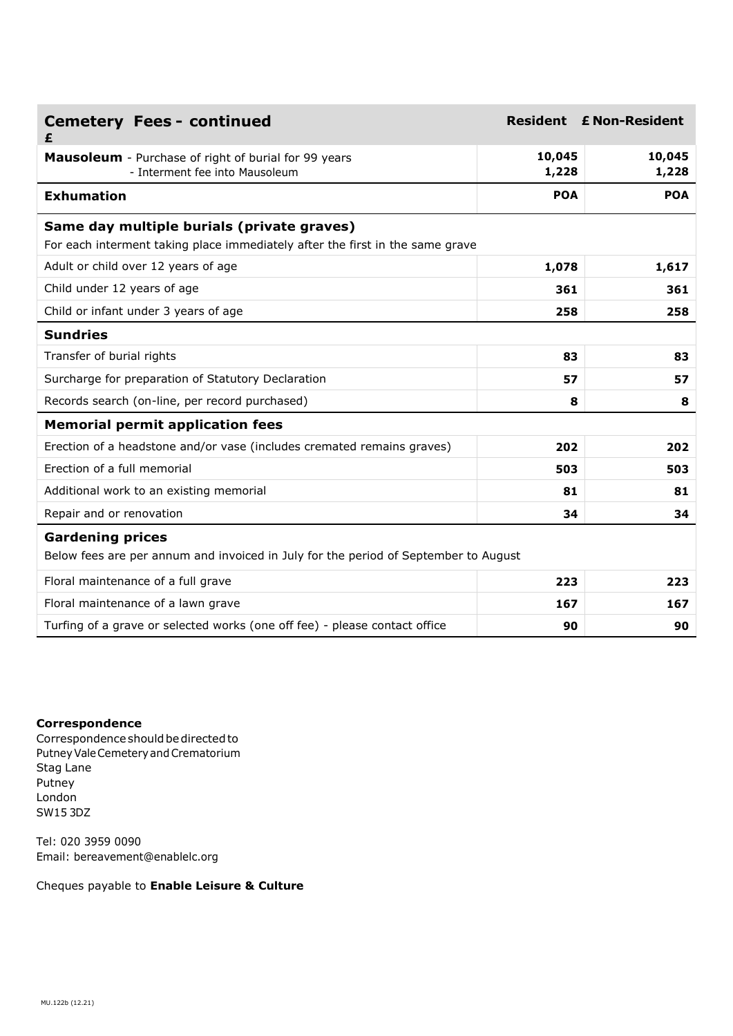| Cemetery Fees - continued £ | Resident | £ Non-Resident |
|---|---|---|
| **Mausoleum** - Purchase of right of burial for 99 years | **10,045** | **10,045** |
| - Interment fee into Mausoleum | **1,228** | **1,228** |
| **Exhumation** | **POA** | **POA** |
| **Same day multiple burials (private graves)** | | |
| For each interment taking place immediately after the first in the same grave | | |
| Adult or child over 12 years of age | **1,078** | **1,617** |
| Child under 12 years of age | **361** | **361** |
| Child or infant under 3 years of age | **258** | **258** |
| **Sundries** | | |
| Transfer of burial rights | **83** | **83** |
| Surcharge for preparation of Statutory Declaration | **57** | **57** |
| Records search (on-line, per record purchased) | **8** | **8** |
| **Memorial permit application fees** | | |
| Erection of a headstone and/or vase (includes cremated remains graves) | **202** | **202** |
| Erection of a full memorial | **503** | **503** |
| Additional work to an existing memorial | **81** | **81** |
| Repair and or renovation | **34** | **34** |
| **Gardening prices** | | |
| Below fees are per annum and invoiced in July for the period of September to August | | |
| Floral maintenance of a full grave | **223** | **223** |
| Floral maintenance of a lawn grave | **167** | **167** |
| Turfing of a grave or selected works (one off fee) - please contact office | **90** | **90** |

**Correspondence**
Correspondence should be directed to
Putney Vale Cemetery and Crematorium
Stag Lane
Putney
London
SW15 3DZ

Tel: 020 3959 0090
Email: bereavement@enablelc.org

Cheques payable to **Enable Leisure & Culture**

MU.122b (12.21)